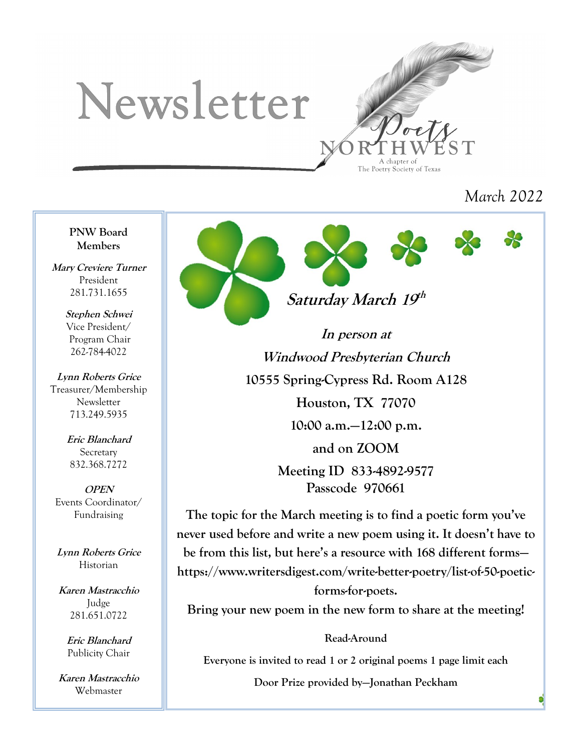# Newsletter

Poets NORTHWEST

A chapter of The Poetry Society of Texas

*March 2022*

**PNW Board Members**

***Mary Creviere Turner***
President
281.731.1655

***Stephen Schwei***
Vice President/ Program Chair
262-784-4022

***Lynn Roberts Grice***
Treasurer/Membership
Newsletter
713.249.5935

***Eric Blanchard***
Secretary
832.368.7272

***OPEN***
Events Coordinator/ Fundraising

***Lynn Roberts Grice***
Historian

***Karen Mastracchio***
Judge
281.651.0722

***Eric Blanchard***
Publicity Chair

***Karen Mastracchio***
Webmaster

## *Saturday March 19th*

***In person at***

***Windwood Presbyterian Church***

**10555 Spring-Cypress Rd. Room A128**

**Houston, TX 77070**

**10:00 a.m.—12:00 p.m.**

**and on ZOOM**

**Meeting ID 833-4892-9577**
**Passcode 970661**

**The topic for the March meeting is to find a poetic form you've never used before and write a new poem using it. It doesn't have to be from this list, but here's a resource with 168 different forms—https://www.writersdigest.com/write-better-poetry/list-of-50-poetic-forms-for-poets.**

**Bring your new poem in the new form to share at the meeting!**

**Read-Around**

**Everyone is invited to read 1 or 2 original poems 1 page limit each**

**Door Prize provided by—Jonathan Peckham**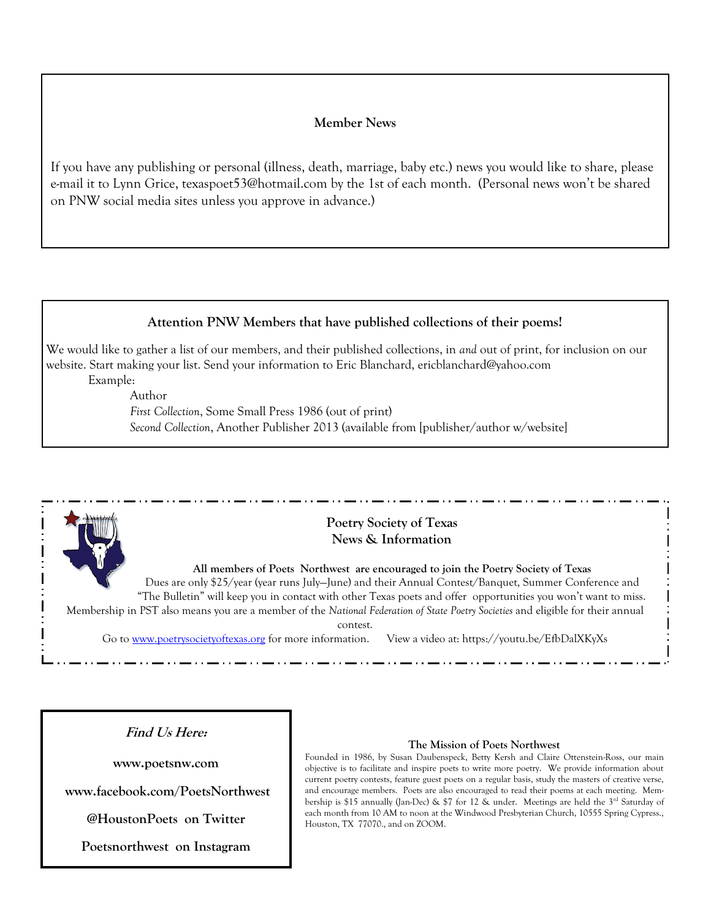## Member News

If you have any publishing or personal (illness, death, marriage, baby etc.) news you would like to share, please e-mail it to Lynn Grice, texaspoet53@hotmail.com by the 1st of each month. (Personal news won't be shared on PNW social media sites unless you approve in advance.)

## Attention PNW Members that have published collections of their poems!

We would like to gather a list of our members, and their published collections, in *and* out of print, for inclusion on our website. Start making your list. Send your information to Eric Blanchard, ericblanchard@yahoo.com

Example:

Author
*First Collection*, Some Small Press 1986 (out of print)
*Second Collection*, Another Publisher 2013 (available from [publisher/author w/website]

## Poetry Society of Texas
## News & Information

**All members of Poets Northwest are encouraged to join the Poetry Society of Texas**

Dues are only $25/year (year runs July—June) and their Annual Contest/Banquet, Summer Conference and "The Bulletin" will keep you in contact with other Texas poets and offer opportunities you won't want to miss. Membership in PST also means you are a member of the *National Federation of State Poetry Societies* and eligible for their annual contest.

Go to www.poetrysocietyoftexas.org for more information. View a video at: https://youtu.be/EfbDalXKyXs

***Find Us Here:***

**www.poetsnw.com**

**www.facebook.com/PoetsNorthwest**

**@HoustonPoets on Twitter**

**Poetsnorthwest on Instagram**

**The Mission of Poets Northwest**

Founded in 1986, by Susan Daubenspeck, Betty Kersh and Claire Ottenstein-Ross, our main objective is to facilitate and inspire poets to write more poetry. We provide information about current poetry contests, feature guest poets on a regular basis, study the masters of creative verse, and encourage members. Poets are also encouraged to read their poems at each meeting. Membership is $15 annually (Jan-Dec) & $7 for 12 & under. Meetings are held the 3rd Saturday of each month from 10 AM to noon at the Windwood Presbyterian Church, 10555 Spring Cypress., Houston, TX 77070., and on ZOOM.